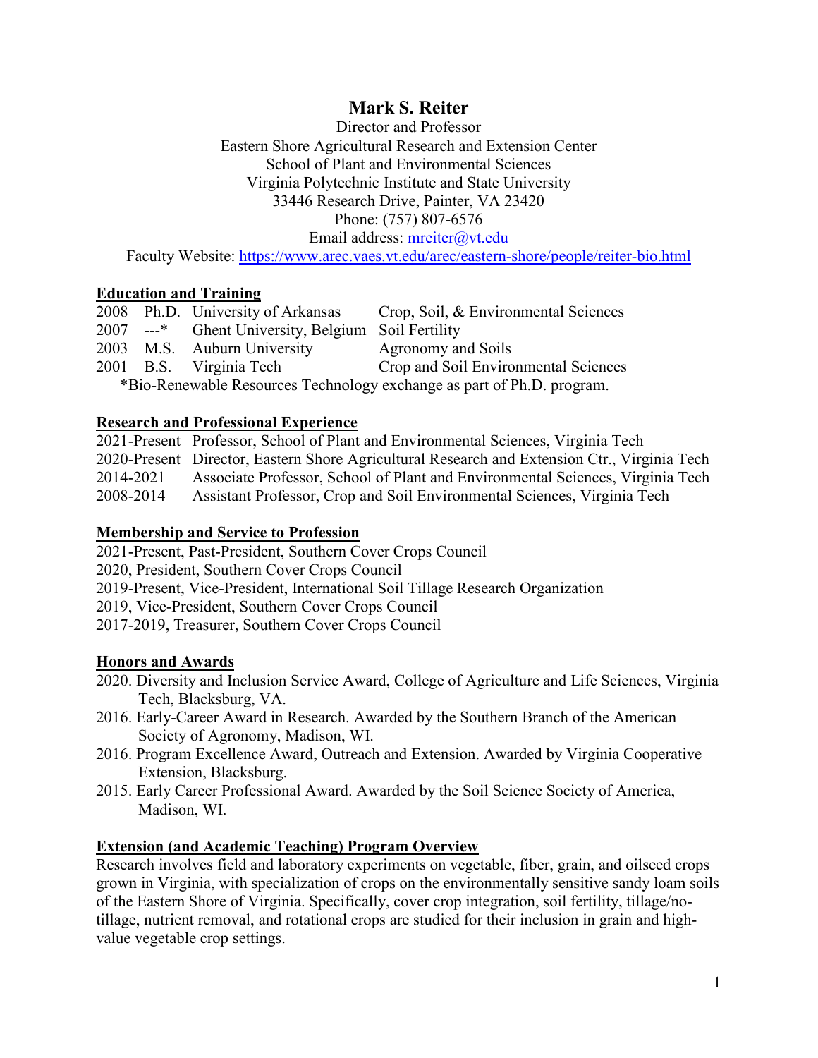# Mark S. Reiter

Director and Professor
Eastern Shore Agricultural Research and Extension Center
School of Plant and Environmental Sciences
Virginia Polytechnic Institute and State University
33446 Research Drive, Painter, VA 23420
Phone: (757) 807-6576
Email address: mreiter@vt.edu
Faculty Website: https://www.arec.vaes.vt.edu/arec/eastern-shore/people/reiter-bio.html

## Education and Training

| | | | |
|---|---|---|---|
| 2008 | Ph.D. | University of Arkansas | Crop, Soil, & Environmental Sciences |
| 2007 | ---* | Ghent University, Belgium | Soil Fertility |
| 2003 | M.S. | Auburn University | Agronomy and Soils |
| 2001 | B.S. | Virginia Tech | Crop and Soil Environmental Sciences |

*Bio-Renewable Resources Technology exchange as part of Ph.D. program.

## Research and Professional Experience

2021-Present Professor, School of Plant and Environmental Sciences, Virginia Tech
2020-Present Director, Eastern Shore Agricultural Research and Extension Ctr., Virginia Tech
2014-2021 Associate Professor, School of Plant and Environmental Sciences, Virginia Tech
2008-2014 Assistant Professor, Crop and Soil Environmental Sciences, Virginia Tech

## Membership and Service to Profession

2021-Present, Past-President, Southern Cover Crops Council
2020, President, Southern Cover Crops Council
2019-Present, Vice-President, International Soil Tillage Research Organization
2019, Vice-President, Southern Cover Crops Council
2017-2019, Treasurer, Southern Cover Crops Council

## Honors and Awards

2020. Diversity and Inclusion Service Award, College of Agriculture and Life Sciences, Virginia Tech, Blacksburg, VA.
2016. Early-Career Award in Research. Awarded by the Southern Branch of the American Society of Agronomy, Madison, WI.
2016. Program Excellence Award, Outreach and Extension. Awarded by Virginia Cooperative Extension, Blacksburg.
2015. Early Career Professional Award. Awarded by the Soil Science Society of America, Madison, WI.

## Extension (and Academic Teaching) Program Overview

Research involves field and laboratory experiments on vegetable, fiber, grain, and oilseed crops grown in Virginia, with specialization of crops on the environmentally sensitive sandy loam soils of the Eastern Shore of Virginia. Specifically, cover crop integration, soil fertility, tillage/no-tillage, nutrient removal, and rotational crops are studied for their inclusion in grain and high-value vegetable crop settings.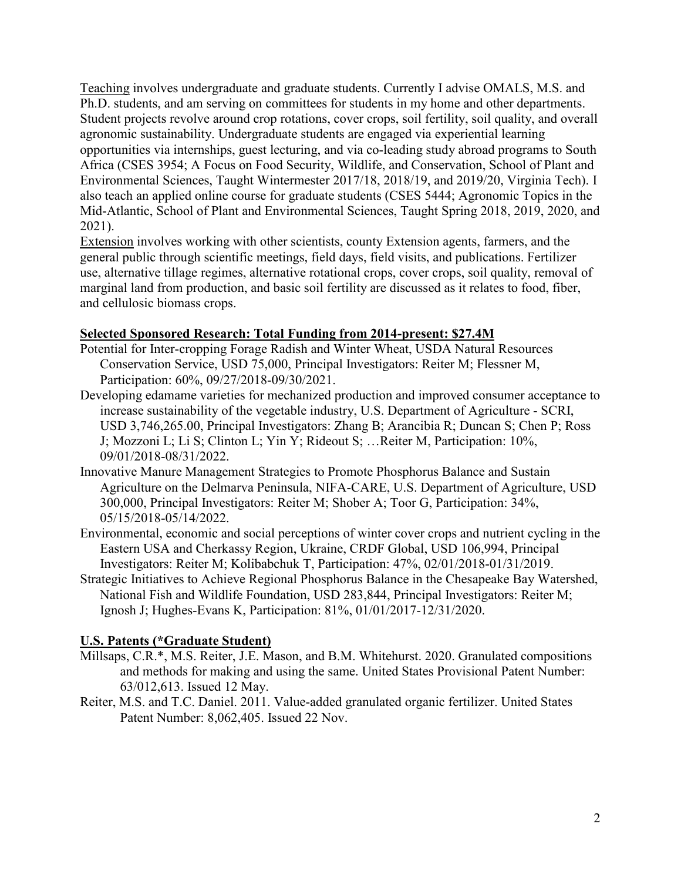Teaching involves undergraduate and graduate students. Currently I advise OMALS, M.S. and Ph.D. students, and am serving on committees for students in my home and other departments. Student projects revolve around crop rotations, cover crops, soil fertility, soil quality, and overall agronomic sustainability. Undergraduate students are engaged via experiential learning opportunities via internships, guest lecturing, and via co-leading study abroad programs to South Africa (CSES 3954; A Focus on Food Security, Wildlife, and Conservation, School of Plant and Environmental Sciences, Taught Wintermester 2017/18, 2018/19, and 2019/20, Virginia Tech). I also teach an applied online course for graduate students (CSES 5444; Agronomic Topics in the Mid-Atlantic, School of Plant and Environmental Sciences, Taught Spring 2018, 2019, 2020, and 2021).

Extension involves working with other scientists, county Extension agents, farmers, and the general public through scientific meetings, field days, field visits, and publications. Fertilizer use, alternative tillage regimes, alternative rotational crops, cover crops, soil quality, removal of marginal land from production, and basic soil fertility are discussed as it relates to food, fiber, and cellulosic biomass crops.

## Selected Sponsored Research: Total Funding from 2014-present: $27.4M

Potential for Inter-cropping Forage Radish and Winter Wheat, USDA Natural Resources Conservation Service, USD 75,000, Principal Investigators: Reiter M; Flessner M, Participation: 60%, 09/27/2018-09/30/2021.

Developing edamame varieties for mechanized production and improved consumer acceptance to increase sustainability of the vegetable industry, U.S. Department of Agriculture - SCRI, USD 3,746,265.00, Principal Investigators: Zhang B; Arancibia R; Duncan S; Chen P; Ross J; Mozzoni L; Li S; Clinton L; Yin Y; Rideout S; …Reiter M, Participation: 10%, 09/01/2018-08/31/2022.

Innovative Manure Management Strategies to Promote Phosphorus Balance and Sustain Agriculture on the Delmarva Peninsula, NIFA-CARE, U.S. Department of Agriculture, USD 300,000, Principal Investigators: Reiter M; Shober A; Toor G, Participation: 34%, 05/15/2018-05/14/2022.

Environmental, economic and social perceptions of winter cover crops and nutrient cycling in the Eastern USA and Cherkassy Region, Ukraine, CRDF Global, USD 106,994, Principal Investigators: Reiter M; Kolibabchuk T, Participation: 47%, 02/01/2018-01/31/2019.

Strategic Initiatives to Achieve Regional Phosphorus Balance in the Chesapeake Bay Watershed, National Fish and Wildlife Foundation, USD 283,844, Principal Investigators: Reiter M; Ignosh J; Hughes-Evans K, Participation: 81%, 01/01/2017-12/31/2020.

## U.S. Patents (*Graduate Student)

Millsaps, C.R.*, M.S. Reiter, J.E. Mason, and B.M. Whitehurst. 2020. Granulated compositions and methods for making and using the same. United States Provisional Patent Number: 63/012,613. Issued 12 May.

Reiter, M.S. and T.C. Daniel. 2011. Value-added granulated organic fertilizer. United States Patent Number: 8,062,405. Issued 22 Nov.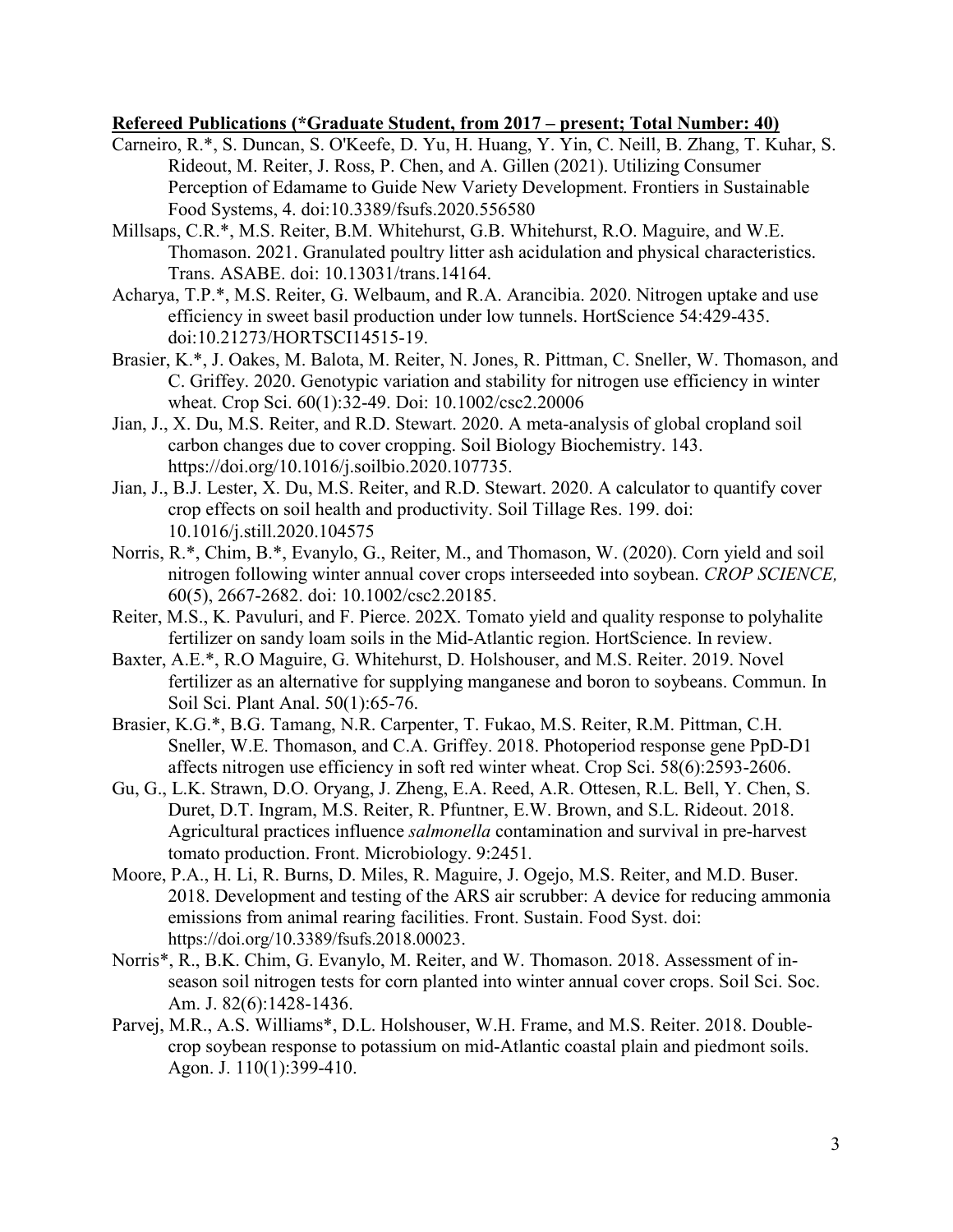**Refereed Publications (*Graduate Student, from 2017 – present; Total Number: 40)**

Carneiro, R.*, S. Duncan, S. O'Keefe, D. Yu, H. Huang, Y. Yin, C. Neill, B. Zhang, T. Kuhar, S. Rideout, M. Reiter, J. Ross, P. Chen, and A. Gillen (2021). Utilizing Consumer Perception of Edamame to Guide New Variety Development. Frontiers in Sustainable Food Systems, 4. doi:10.3389/fsufs.2020.556580

Millsaps, C.R.*, M.S. Reiter, B.M. Whitehurst, G.B. Whitehurst, R.O. Maguire, and W.E. Thomason. 2021. Granulated poultry litter ash acidulation and physical characteristics. Trans. ASABE. doi: 10.13031/trans.14164.

Acharya, T.P.*, M.S. Reiter, G. Welbaum, and R.A. Arancibia. 2020. Nitrogen uptake and use efficiency in sweet basil production under low tunnels. HortScience 54:429-435. doi:10.21273/HORTSCI14515-19.

Brasier, K.*, J. Oakes, M. Balota, M. Reiter, N. Jones, R. Pittman, C. Sneller, W. Thomason, and C. Griffey. 2020. Genotypic variation and stability for nitrogen use efficiency in winter wheat. Crop Sci. 60(1):32-49. Doi: 10.1002/csc2.20006

Jian, J., X. Du, M.S. Reiter, and R.D. Stewart. 2020. A meta-analysis of global cropland soil carbon changes due to cover cropping. Soil Biology Biochemistry. 143. https://doi.org/10.1016/j.soilbio.2020.107735.

Jian, J., B.J. Lester, X. Du, M.S. Reiter, and R.D. Stewart. 2020. A calculator to quantify cover crop effects on soil health and productivity. Soil Tillage Res. 199. doi: 10.1016/j.still.2020.104575

Norris, R.*, Chim, B.*, Evanylo, G., Reiter, M., and Thomason, W. (2020). Corn yield and soil nitrogen following winter annual cover crops interseeded into soybean. *CROP SCIENCE,* 60(5), 2667-2682. doi: 10.1002/csc2.20185.

Reiter, M.S., K. Pavuluri, and F. Pierce. 202X. Tomato yield and quality response to polyhalite fertilizer on sandy loam soils in the Mid-Atlantic region. HortScience. In review.

Baxter, A.E.*, R.O Maguire, G. Whitehurst, D. Holshouser, and M.S. Reiter. 2019. Novel fertilizer as an alternative for supplying manganese and boron to soybeans. Commun. In Soil Sci. Plant Anal. 50(1):65-76.

Brasier, K.G.*, B.G. Tamang, N.R. Carpenter, T. Fukao, M.S. Reiter, R.M. Pittman, C.H. Sneller, W.E. Thomason, and C.A. Griffey. 2018. Photoperiod response gene PpD-D1 affects nitrogen use efficiency in soft red winter wheat. Crop Sci. 58(6):2593-2606.

Gu, G., L.K. Strawn, D.O. Oryang, J. Zheng, E.A. Reed, A.R. Ottesen, R.L. Bell, Y. Chen, S. Duret, D.T. Ingram, M.S. Reiter, R. Pfuntner, E.W. Brown, and S.L. Rideout. 2018. Agricultural practices influence *salmonella* contamination and survival in pre-harvest tomato production. Front. Microbiology. 9:2451.

Moore, P.A., H. Li, R. Burns, D. Miles, R. Maguire, J. Ogejo, M.S. Reiter, and M.D. Buser. 2018. Development and testing of the ARS air scrubber: A device for reducing ammonia emissions from animal rearing facilities. Front. Sustain. Food Syst. doi: https://doi.org/10.3389/fsufs.2018.00023.

Norris*, R., B.K. Chim, G. Evanylo, M. Reiter, and W. Thomason. 2018. Assessment of in-season soil nitrogen tests for corn planted into winter annual cover crops. Soil Sci. Soc. Am. J. 82(6):1428-1436.

Parvej, M.R., A.S. Williams*, D.L. Holshouser, W.H. Frame, and M.S. Reiter. 2018. Double-crop soybean response to potassium on mid-Atlantic coastal plain and piedmont soils. Agon. J. 110(1):399-410.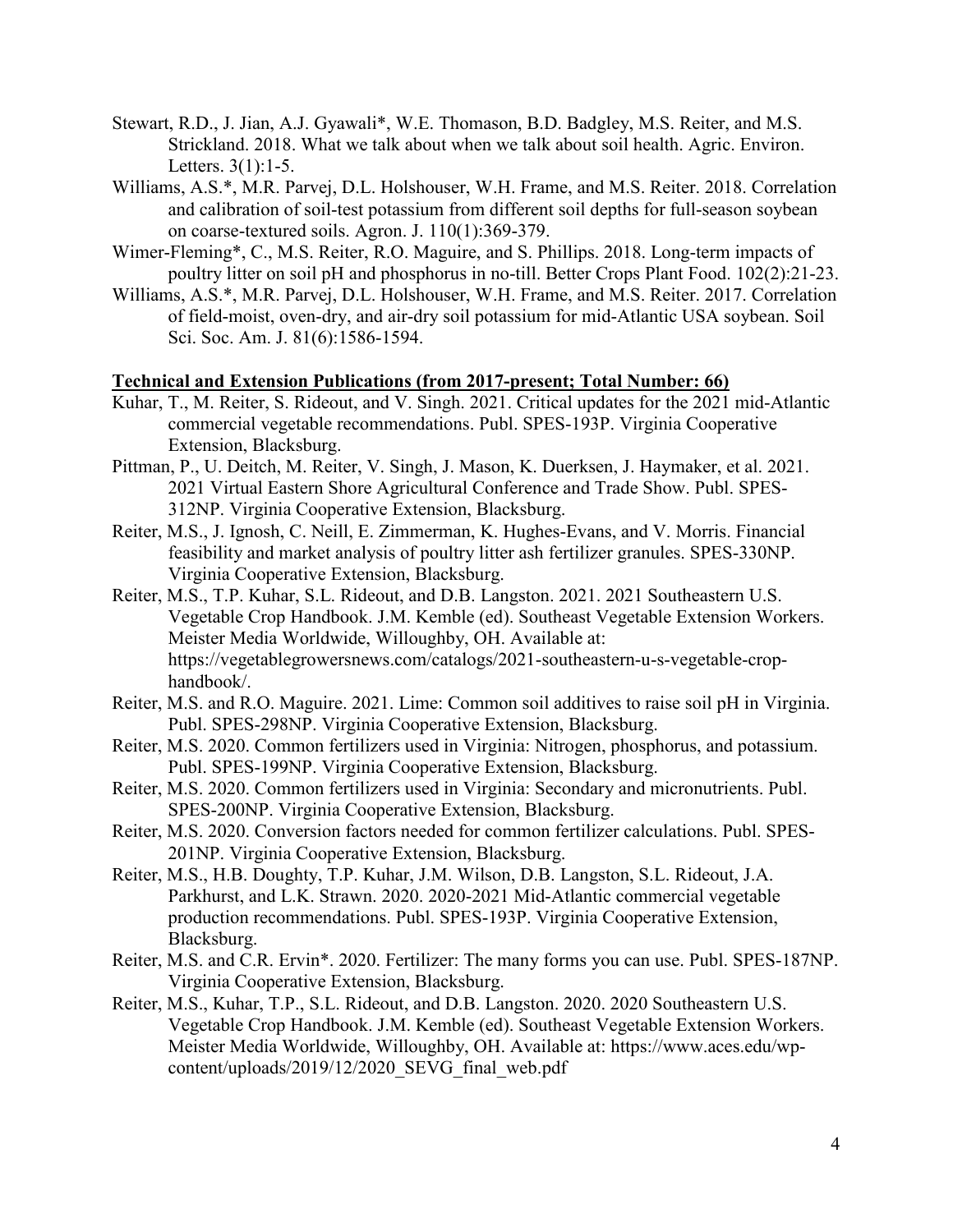Stewart, R.D., J. Jian, A.J. Gyawali*, W.E. Thomason, B.D. Badgley, M.S. Reiter, and M.S. Strickland. 2018. What we talk about when we talk about soil health. Agric. Environ. Letters. 3(1):1-5.

Williams, A.S.*, M.R. Parvej, D.L. Holshouser, W.H. Frame, and M.S. Reiter. 2018. Correlation and calibration of soil-test potassium from different soil depths for full-season soybean on coarse-textured soils. Agron. J. 110(1):369-379.

Wimer-Fleming*, C., M.S. Reiter, R.O. Maguire, and S. Phillips. 2018. Long-term impacts of poultry litter on soil pH and phosphorus in no-till. Better Crops Plant Food. 102(2):21-23.

Williams, A.S.*, M.R. Parvej, D.L. Holshouser, W.H. Frame, and M.S. Reiter. 2017. Correlation of field-moist, oven-dry, and air-dry soil potassium for mid-Atlantic USA soybean. Soil Sci. Soc. Am. J. 81(6):1586-1594.

**Technical and Extension Publications (from 2017-present; Total Number: 66)**

Kuhar, T., M. Reiter, S. Rideout, and V. Singh. 2021. Critical updates for the 2021 mid-Atlantic commercial vegetable recommendations. Publ. SPES-193P. Virginia Cooperative Extension, Blacksburg.

Pittman, P., U. Deitch, M. Reiter, V. Singh, J. Mason, K. Duerksen, J. Haymaker, et al. 2021. 2021 Virtual Eastern Shore Agricultural Conference and Trade Show. Publ. SPES-312NP. Virginia Cooperative Extension, Blacksburg.

Reiter, M.S., J. Ignosh, C. Neill, E. Zimmerman, K. Hughes-Evans, and V. Morris. Financial feasibility and market analysis of poultry litter ash fertilizer granules. SPES-330NP. Virginia Cooperative Extension, Blacksburg.

Reiter, M.S., T.P. Kuhar, S.L. Rideout, and D.B. Langston. 2021. 2021 Southeastern U.S. Vegetable Crop Handbook. J.M. Kemble (ed). Southeast Vegetable Extension Workers. Meister Media Worldwide, Willoughby, OH. Available at: https://vegetablegrowersnews.com/catalogs/2021-southeastern-u-s-vegetable-crop-handbook/.

Reiter, M.S. and R.O. Maguire. 2021. Lime: Common soil additives to raise soil pH in Virginia. Publ. SPES-298NP. Virginia Cooperative Extension, Blacksburg.

Reiter, M.S. 2020. Common fertilizers used in Virginia: Nitrogen, phosphorus, and potassium. Publ. SPES-199NP. Virginia Cooperative Extension, Blacksburg.

Reiter, M.S. 2020. Common fertilizers used in Virginia: Secondary and micronutrients. Publ. SPES-200NP. Virginia Cooperative Extension, Blacksburg.

Reiter, M.S. 2020. Conversion factors needed for common fertilizer calculations. Publ. SPES-201NP. Virginia Cooperative Extension, Blacksburg.

Reiter, M.S., H.B. Doughty, T.P. Kuhar, J.M. Wilson, D.B. Langston, S.L. Rideout, J.A. Parkhurst, and L.K. Strawn. 2020. 2020-2021 Mid-Atlantic commercial vegetable production recommendations. Publ. SPES-193P. Virginia Cooperative Extension, Blacksburg.

Reiter, M.S. and C.R. Ervin*. 2020. Fertilizer: The many forms you can use. Publ. SPES-187NP. Virginia Cooperative Extension, Blacksburg.

Reiter, M.S., Kuhar, T.P., S.L. Rideout, and D.B. Langston. 2020. 2020 Southeastern U.S. Vegetable Crop Handbook. J.M. Kemble (ed). Southeast Vegetable Extension Workers. Meister Media Worldwide, Willoughby, OH. Available at: https://www.aces.edu/wp-content/uploads/2019/12/2020_SEVG_final_web.pdf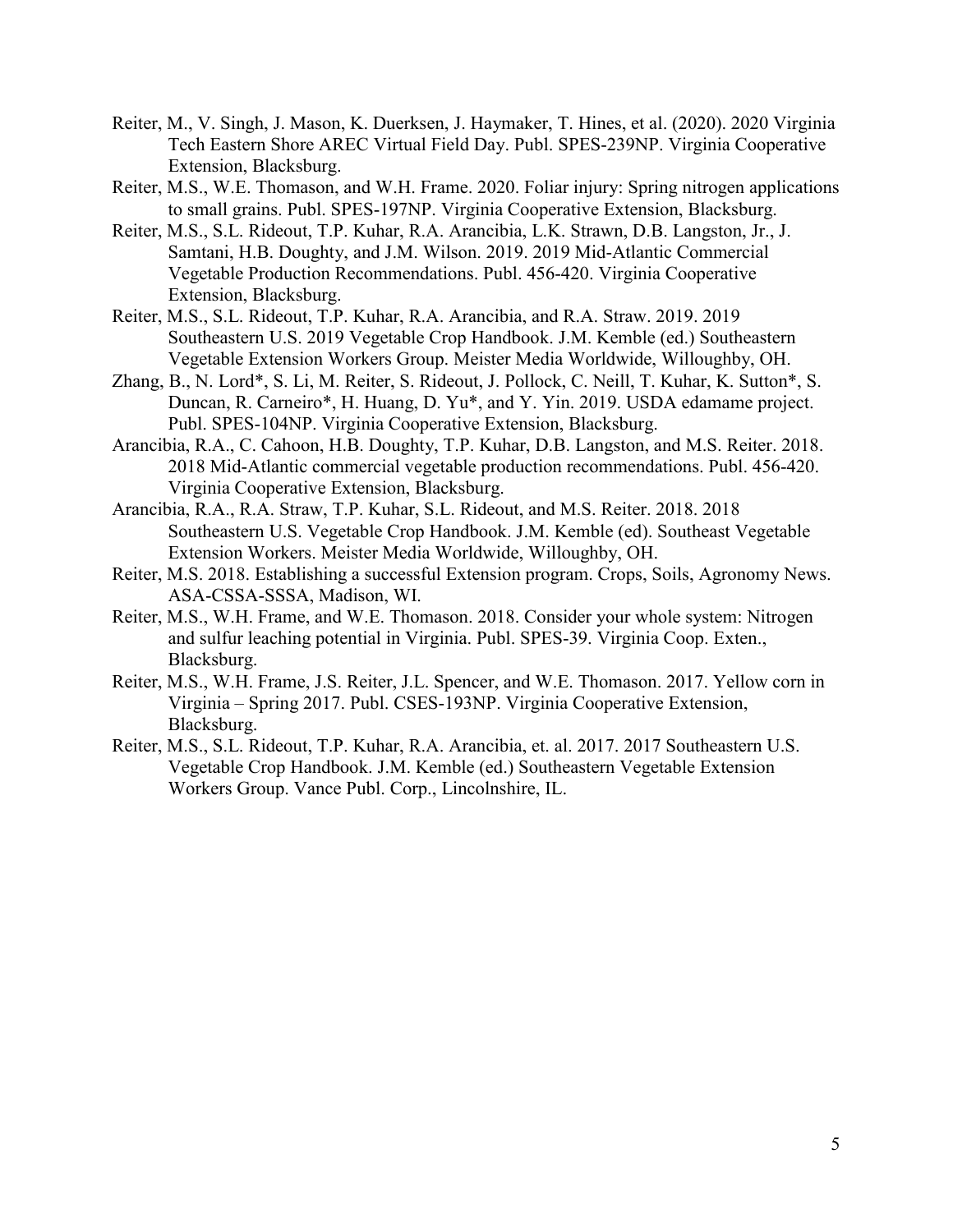Reiter, M., V. Singh, J. Mason, K. Duerksen, J. Haymaker, T. Hines, et al. (2020). 2020 Virginia Tech Eastern Shore AREC Virtual Field Day. Publ. SPES-239NP. Virginia Cooperative Extension, Blacksburg.

Reiter, M.S., W.E. Thomason, and W.H. Frame. 2020. Foliar injury: Spring nitrogen applications to small grains. Publ. SPES-197NP. Virginia Cooperative Extension, Blacksburg.

Reiter, M.S., S.L. Rideout, T.P. Kuhar, R.A. Arancibia, L.K. Strawn, D.B. Langston, Jr., J. Samtani, H.B. Doughty, and J.M. Wilson. 2019. 2019 Mid-Atlantic Commercial Vegetable Production Recommendations. Publ. 456-420. Virginia Cooperative Extension, Blacksburg.

Reiter, M.S., S.L. Rideout, T.P. Kuhar, R.A. Arancibia, and R.A. Straw. 2019. 2019 Southeastern U.S. 2019 Vegetable Crop Handbook. J.M. Kemble (ed.) Southeastern Vegetable Extension Workers Group. Meister Media Worldwide, Willoughby, OH.

Zhang, B., N. Lord*, S. Li, M. Reiter, S. Rideout, J. Pollock, C. Neill, T. Kuhar, K. Sutton*, S. Duncan, R. Carneiro*, H. Huang, D. Yu*, and Y. Yin. 2019. USDA edamame project. Publ. SPES-104NP. Virginia Cooperative Extension, Blacksburg.

Arancibia, R.A., C. Cahoon, H.B. Doughty, T.P. Kuhar, D.B. Langston, and M.S. Reiter. 2018. 2018 Mid-Atlantic commercial vegetable production recommendations. Publ. 456-420. Virginia Cooperative Extension, Blacksburg.

Arancibia, R.A., R.A. Straw, T.P. Kuhar, S.L. Rideout, and M.S. Reiter. 2018. 2018 Southeastern U.S. Vegetable Crop Handbook. J.M. Kemble (ed). Southeast Vegetable Extension Workers. Meister Media Worldwide, Willoughby, OH.

Reiter, M.S. 2018. Establishing a successful Extension program. Crops, Soils, Agronomy News. ASA-CSSA-SSSA, Madison, WI.

Reiter, M.S., W.H. Frame, and W.E. Thomason. 2018. Consider your whole system: Nitrogen and sulfur leaching potential in Virginia. Publ. SPES-39. Virginia Coop. Exten., Blacksburg.

Reiter, M.S., W.H. Frame, J.S. Reiter, J.L. Spencer, and W.E. Thomason. 2017. Yellow corn in Virginia – Spring 2017. Publ. CSES-193NP. Virginia Cooperative Extension, Blacksburg.

Reiter, M.S., S.L. Rideout, T.P. Kuhar, R.A. Arancibia, et. al. 2017. 2017 Southeastern U.S. Vegetable Crop Handbook. J.M. Kemble (ed.) Southeastern Vegetable Extension Workers Group. Vance Publ. Corp., Lincolnshire, IL.